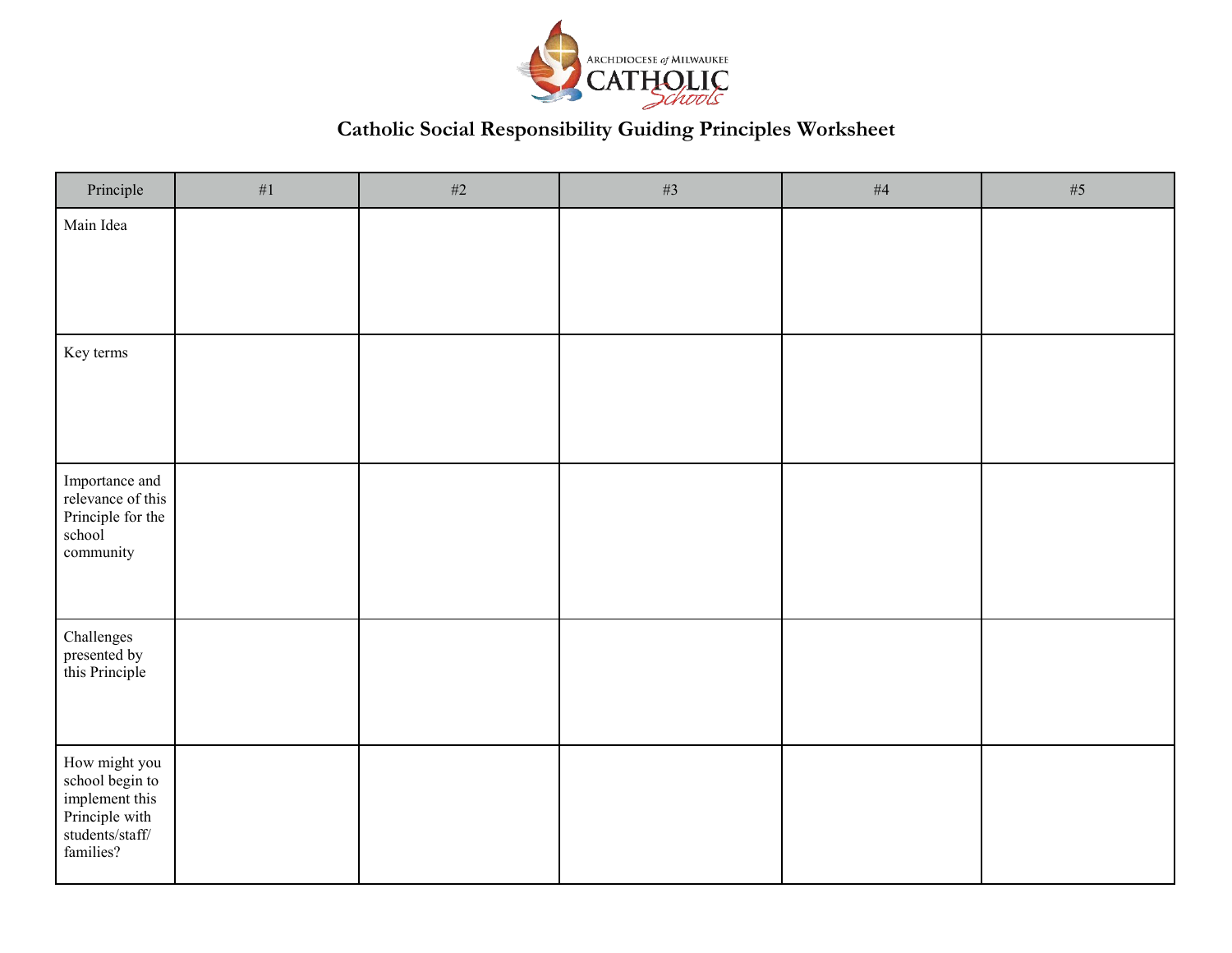ARCHDIOCESE *of* MILWAUKEE CATHOLIC *Schools*

# Catholic Social Responsibility Guiding Principles Worksheet

| Principle | #1 | #2 | #3 | #4 | #5 |
|---|---|---|---|---|---|
| Main Idea | | | | | |
| Key terms | | | | | |
| Importance and relevance of this Principle for the school community | | | | | |
| Challenges presented by this Principle | | | | | |
| How might you school begin to implement this Principle with students/staff/ families? | | | | | |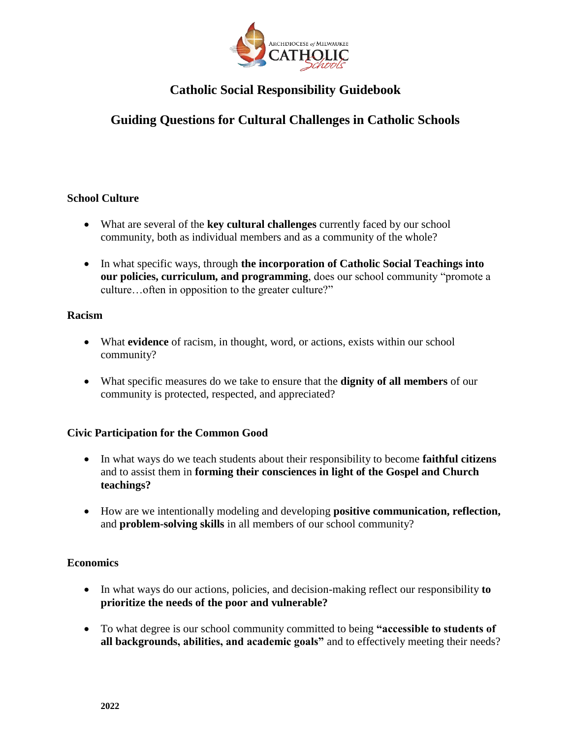# Catholic Social Responsibility Guidebook

## Guiding Questions for Cultural Challenges in Catholic Schools

### School Culture

- What are several of the **key cultural challenges** currently faced by our school community, both as individual members and as a community of the whole?
- In what specific ways, through **the incorporation of Catholic Social Teachings into our policies, curriculum, and programming**, does our school community "promote a culture…often in opposition to the greater culture?"

### Racism

- What **evidence** of racism, in thought, word, or actions, exists within our school community?
- What specific measures do we take to ensure that the **dignity of all members** of our community is protected, respected, and appreciated?

### Civic Participation for the Common Good

- In what ways do we teach students about their responsibility to become **faithful citizens** and to assist them in **forming their consciences in light of the Gospel and Church teachings?**
- How are we intentionally modeling and developing **positive communication, reflection,** and **problem-solving skills** in all members of our school community?

### Economics

- In what ways do our actions, policies, and decision-making reflect our responsibility **to prioritize the needs of the poor and vulnerable?**
- To what degree is our school community committed to being **"accessible to students of all backgrounds, abilities, and academic goals"** and to effectively meeting their needs?

**2022**